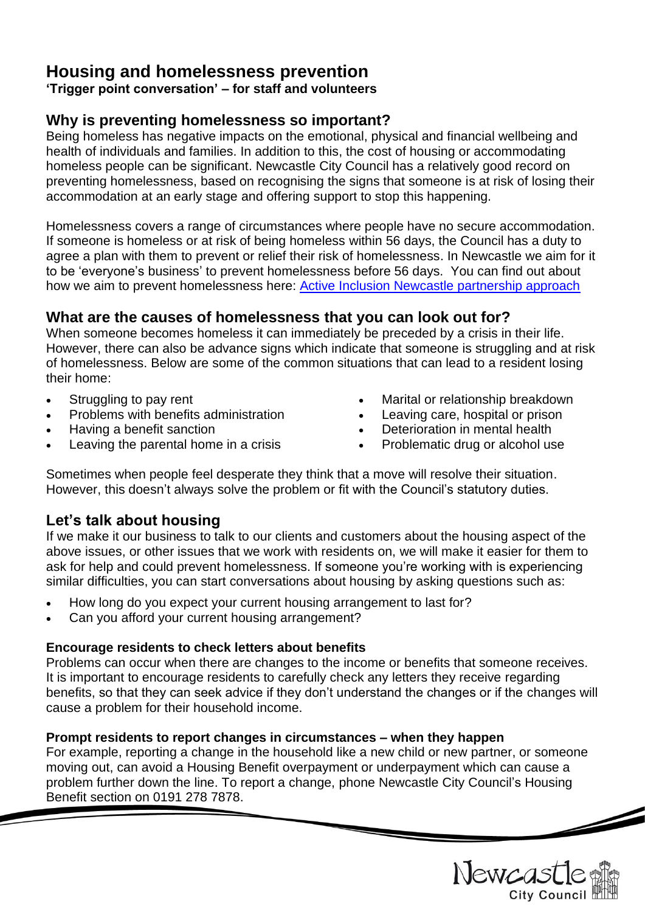# Housing and homelessness prevention

**'Trigger point conversation' – for staff and volunteers**

## Why is preventing homelessness so important?

Being homeless has negative impacts on the emotional, physical and financial wellbeing and health of individuals and families. In addition to this, the cost of housing or accommodating homeless people can be significant. Newcastle City Council has a relatively good record on preventing homelessness, based on recognising the signs that someone is at risk of losing their accommodation at an early stage and offering support to stop this happening.

Homelessness covers a range of circumstances where people have no secure accommodation. If someone is homeless or at risk of being homeless within 56 days, the Council has a duty to agree a plan with them to prevent or relief their risk of homelessness. In Newcastle we aim for it to be 'everyone's business' to prevent homelessness before 56 days. You can find out about how we aim to prevent homelessness here: Active Inclusion Newcastle partnership approach

## What are the causes of homelessness that you can look out for?

When someone becomes homeless it can immediately be preceded by a crisis in their life. However, there can also be advance signs which indicate that someone is struggling and at risk of homelessness. Below are some of the common situations that can lead to a resident losing their home:

- Struggling to pay rent
- Problems with benefits administration
- Having a benefit sanction
- Leaving the parental home in a crisis
- Marital or relationship breakdown
- Leaving care, hospital or prison
- Deterioration in mental health
- Problematic drug or alcohol use

Sometimes when people feel desperate they think that a move will resolve their situation. However, this doesn't always solve the problem or fit with the Council's statutory duties.

## Let's talk about housing

If we make it our business to talk to our clients and customers about the housing aspect of the above issues, or other issues that we work with residents on, we will make it easier for them to ask for help and could prevent homelessness. If someone you're working with is experiencing similar difficulties, you can start conversations about housing by asking questions such as:

- How long do you expect your current housing arrangement to last for?
- Can you afford your current housing arrangement?

**Encourage residents to check letters about benefits**

Problems can occur when there are changes to the income or benefits that someone receives. It is important to encourage residents to carefully check any letters they receive regarding benefits, so that they can seek advice if they don't understand the changes or if the changes will cause a problem for their household income.

**Prompt residents to report changes in circumstances – when they happen**

For example, reporting a change in the household like a new child or new partner, or someone moving out, can avoid a Housing Benefit overpayment or underpayment which can cause a problem further down the line. To report a change, phone Newcastle City Council's Housing Benefit section on 0191 278 7878.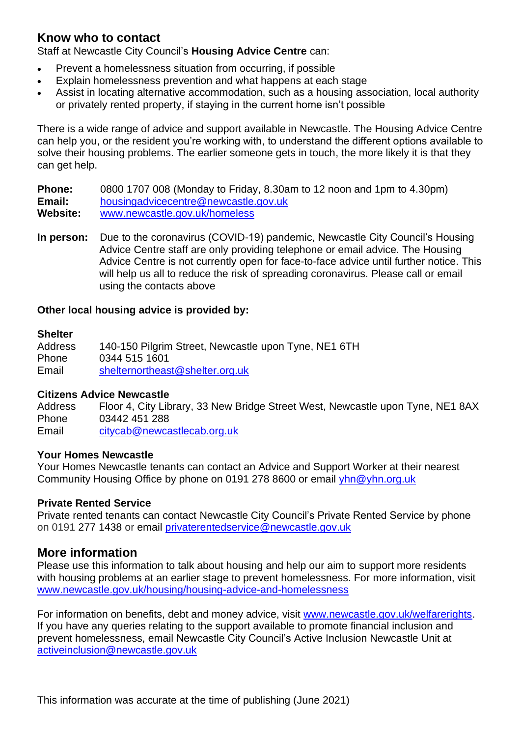## Know who to contact

Staff at Newcastle City Council's **Housing Advice Centre** can:

- Prevent a homelessness situation from occurring, if possible
- Explain homelessness prevention and what happens at each stage
- Assist in locating alternative accommodation, such as a housing association, local authority or privately rented property, if staying in the current home isn't possible

There is a wide range of advice and support available in Newcastle. The Housing Advice Centre can help you, or the resident you're working with, to understand the different options available to solve their housing problems. The earlier someone gets in touch, the more likely it is that they can get help.

**Phone:** 0800 1707 008 (Monday to Friday, 8.30am to 12 noon and 1pm to 4.30pm)
**Email:** housingadvicecentre@newcastle.gov.uk
**Website:** www.newcastle.gov.uk/homeless

**In person:** Due to the coronavirus (COVID-19) pandemic, Newcastle City Council's Housing Advice Centre staff are only providing telephone or email advice. The Housing Advice Centre is not currently open for face-to-face advice until further notice. This will help us all to reduce the risk of spreading coronavirus. Please call or email using the contacts above

**Other local housing advice is provided by:**

**Shelter**
Address 140-150 Pilgrim Street, Newcastle upon Tyne, NE1 6TH
Phone 0344 515 1601
Email shelternortheast@shelter.org.uk

**Citizens Advice Newcastle**
Address Floor 4, City Library, 33 New Bridge Street West, Newcastle upon Tyne, NE1 8AX
Phone 03442 451 288
Email citycab@newcastlecab.org.uk

**Your Homes Newcastle**
Your Homes Newcastle tenants can contact an Advice and Support Worker at their nearest Community Housing Office by phone on 0191 278 8600 or email yhn@yhn.org.uk

**Private Rented Service**
Private rented tenants can contact Newcastle City Council's Private Rented Service by phone on 0191 277 1438 or email privaterentedservice@newcastle.gov.uk

## More information

Please use this information to talk about housing and help our aim to support more residents with housing problems at an earlier stage to prevent homelessness. For more information, visit www.newcastle.gov.uk/housing/housing-advice-and-homelessness

For information on benefits, debt and money advice, visit www.newcastle.gov.uk/welfarerights. If you have any queries relating to the support available to promote financial inclusion and prevent homelessness, email Newcastle City Council's Active Inclusion Newcastle Unit at activeinclusion@newcastle.gov.uk

This information was accurate at the time of publishing (June 2021)